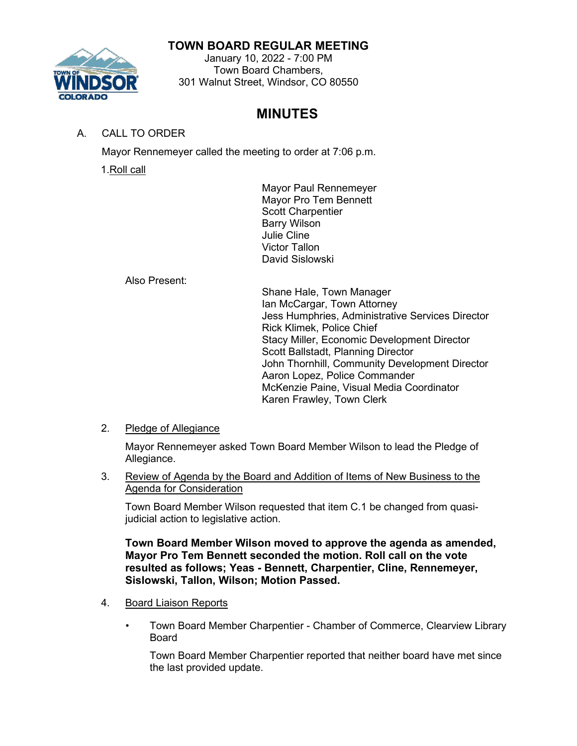# TOWN BOARD REGULAR MEETING

January 10, 2022 - 7:00 PM
Town Board Chambers,
301 Walnut Street, Windsor, CO 80550

## MINUTES

A. CALL TO ORDER

Mayor Rennemeyer called the meeting to order at 7:06 p.m.

1. Roll call

Mayor Paul Rennemeyer
Mayor Pro Tem Bennett
Scott Charpentier
Barry Wilson
Julie Cline
Victor Tallon
David Sislowski

Also Present:

Shane Hale, Town Manager
Ian McCargar, Town Attorney
Jess Humphries, Administrative Services Director
Rick Klimek, Police Chief
Stacy Miller, Economic Development Director
Scott Ballstadt, Planning Director
John Thornhill, Community Development Director
Aaron Lopez, Police Commander
McKenzie Paine, Visual Media Coordinator
Karen Frawley, Town Clerk

2. Pledge of Allegiance

Mayor Rennemeyer asked Town Board Member Wilson to lead the Pledge of Allegiance.

3. Review of Agenda by the Board and Addition of Items of New Business to the Agenda for Consideration

Town Board Member Wilson requested that item C.1 be changed from quasi-judicial action to legislative action.

**Town Board Member Wilson moved to approve the agenda as amended, Mayor Pro Tem Bennett seconded the motion. Roll call on the vote resulted as follows; Yeas - Bennett, Charpentier, Cline, Rennemeyer, Sislowski, Tallon, Wilson; Motion Passed.**

4. Board Liaison Reports

- Town Board Member Charpentier - Chamber of Commerce, Clearview Library Board

  Town Board Member Charpentier reported that neither board have met since the last provided update.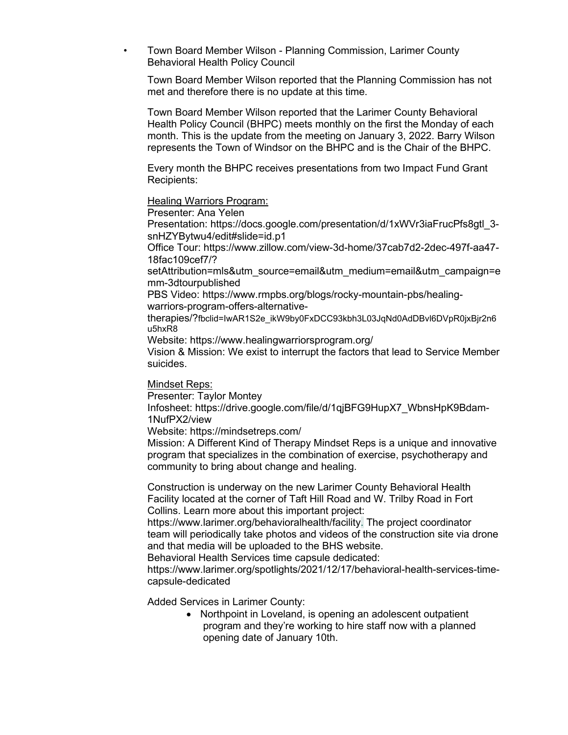- Town Board Member Wilson - Planning Commission, Larimer County Behavioral Health Policy Council

  Town Board Member Wilson reported that the Planning Commission has not met and therefore there is no update at this time.

  Town Board Member Wilson reported that the Larimer County Behavioral Health Policy Council (BHPC) meets monthly on the first the Monday of each month. This is the update from the meeting on January 3, 2022. Barry Wilson represents the Town of Windsor on the BHPC and is the Chair of the BHPC.

  Every month the BHPC receives presentations from two Impact Fund Grant Recipients:

  <u>Healing Warriors Program:</u>
  Presenter: Ana Yelen
  Presentation: https://docs.google.com/presentation/d/1xWVr3iaFrucPfs8gtl_3-snHZYBytwu4/edit#slide=id.p1
  Office Tour: https://www.zillow.com/view-3d-home/37cab7d2-2dec-497f-aa47-18fac109cef7/?setAttribution=mls&utm_source=email&utm_medium=email&utm_campaign=emm-3dtourpublished
  PBS Video: https://www.rmpbs.org/blogs/rocky-mountain-pbs/healing-warriors-program-offers-alternative-therapies/?fbclid=IwAR1S2e_ikW9by0FxDCC93kbh3L03JqNd0AdDBvl6DVpR0jxBjr2n6u5hxR8
  Website: https://www.healingwarriorsprogram.org/
  Vision & Mission: We exist to interrupt the factors that lead to Service Member suicides.

  <u>Mindset Reps:</u>
  Presenter: Taylor Montey
  Infosheet: https://drive.google.com/file/d/1qjBFG9HupX7_WbnsHpK9Bdam-1NufPX2/view
  Website: https://mindsetreps.com/
  Mission: A Different Kind of Therapy Mindset Reps is a unique and innovative program that specializes in the combination of exercise, psychotherapy and community to bring about change and healing.

  Construction is underway on the new Larimer County Behavioral Health Facility located at the corner of Taft Hill Road and W. Trilby Road in Fort Collins. Learn more about this important project: https://www.larimer.org/behavioralhealth/facility. The project coordinator team will periodically take photos and videos of the construction site via drone and that media will be uploaded to the BHS website.
  Behavioral Health Services time capsule dedicated: https://www.larimer.org/spotlights/2021/12/17/behavioral-health-services-time-capsule-dedicated

  Added Services in Larimer County:

  - Northpoint in Loveland, is opening an adolescent outpatient program and they're working to hire staff now with a planned opening date of January 10th.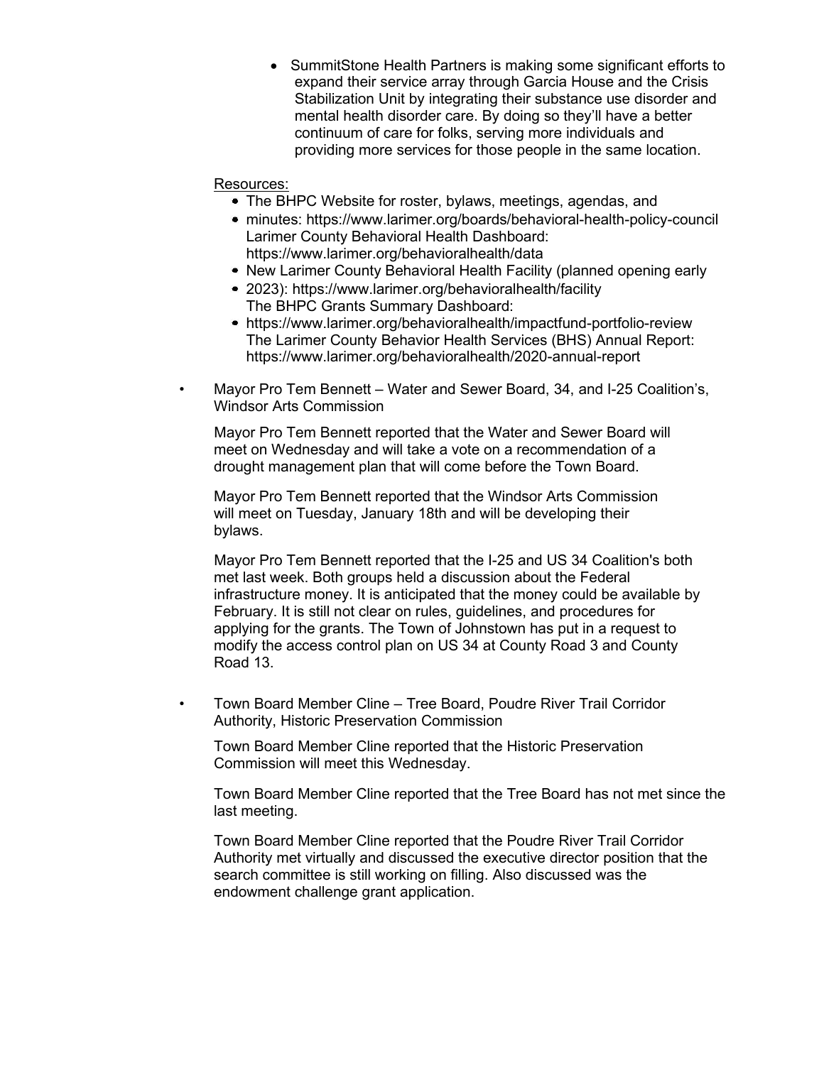- SummitStone Health Partners is making some significant efforts to expand their service array through Garcia House and the Crisis Stabilization Unit by integrating their substance use disorder and mental health disorder care. By doing so they'll have a better continuum of care for folks, serving more individuals and providing more services for those people in the same location.

Resources:

- The BHPC Website for roster, bylaws, meetings, agendas, and
- minutes: https://www.larimer.org/boards/behavioral-health-policy-council Larimer County Behavioral Health Dashboard: https://www.larimer.org/behavioralhealth/data
- New Larimer County Behavioral Health Facility (planned opening early
- 2023): https://www.larimer.org/behavioralhealth/facility The BHPC Grants Summary Dashboard:
- https://www.larimer.org/behavioralhealth/impactfund-portfolio-review The Larimer County Behavior Health Services (BHS) Annual Report: https://www.larimer.org/behavioralhealth/2020-annual-report

- Mayor Pro Tem Bennett – Water and Sewer Board, 34, and I-25 Coalition's, Windsor Arts Commission

  Mayor Pro Tem Bennett reported that the Water and Sewer Board will meet on Wednesday and will take a vote on a recommendation of a drought management plan that will come before the Town Board.

  Mayor Pro Tem Bennett reported that the Windsor Arts Commission will meet on Tuesday, January 18th and will be developing their bylaws.

  Mayor Pro Tem Bennett reported that the I-25 and US 34 Coalition's both met last week. Both groups held a discussion about the Federal infrastructure money. It is anticipated that the money could be available by February. It is still not clear on rules, guidelines, and procedures for applying for the grants. The Town of Johnstown has put in a request to modify the access control plan on US 34 at County Road 3 and County Road 13.

- Town Board Member Cline – Tree Board, Poudre River Trail Corridor Authority, Historic Preservation Commission

  Town Board Member Cline reported that the Historic Preservation Commission will meet this Wednesday.

  Town Board Member Cline reported that the Tree Board has not met since the last meeting.

  Town Board Member Cline reported that the Poudre River Trail Corridor Authority met virtually and discussed the executive director position that the search committee is still working on filling. Also discussed was the endowment challenge grant application.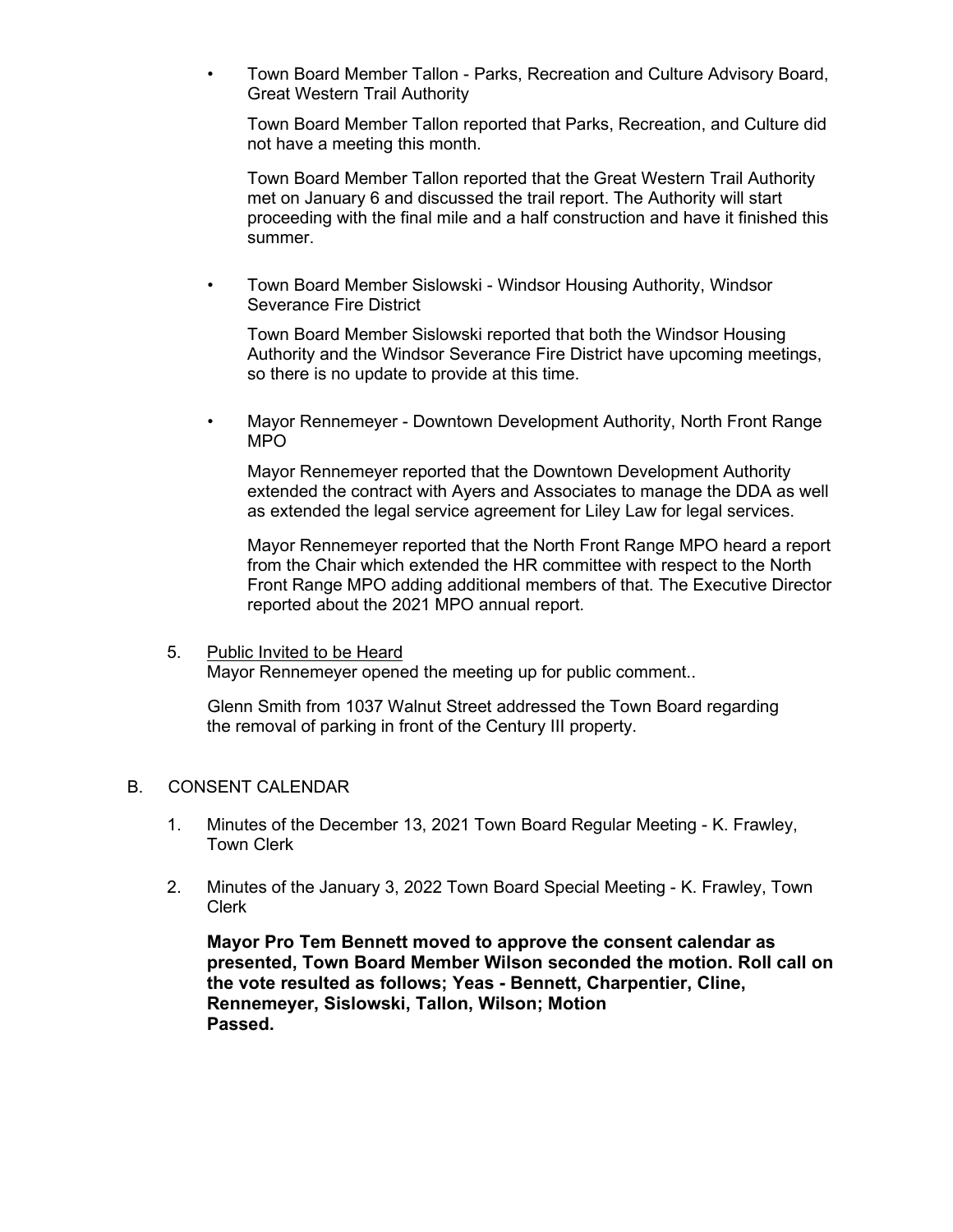- Town Board Member Tallon - Parks, Recreation and Culture Advisory Board, Great Western Trail Authority

  Town Board Member Tallon reported that Parks, Recreation, and Culture did not have a meeting this month.

  Town Board Member Tallon reported that the Great Western Trail Authority met on January 6 and discussed the trail report. The Authority will start proceeding with the final mile and a half construction and have it finished this summer.

- Town Board Member Sislowski - Windsor Housing Authority, Windsor Severance Fire District

  Town Board Member Sislowski reported that both the Windsor Housing Authority and the Windsor Severance Fire District have upcoming meetings, so there is no update to provide at this time.

- Mayor Rennemeyer - Downtown Development Authority, North Front Range MPO

  Mayor Rennemeyer reported that the Downtown Development Authority extended the contract with Ayers and Associates to manage the DDA as well as extended the legal service agreement for Liley Law for legal services.

  Mayor Rennemeyer reported that the North Front Range MPO heard a report from the Chair which extended the HR committee with respect to the North Front Range MPO adding additional members of that. The Executive Director reported about the 2021 MPO annual report.

5. Public Invited to be Heard
   Mayor Rennemeyer opened the meeting up for public comment..

   Glenn Smith from 1037 Walnut Street addressed the Town Board regarding the removal of parking in front of the Century III property.

B. CONSENT CALENDAR

1. Minutes of the December 13, 2021 Town Board Regular Meeting - K. Frawley, Town Clerk

2. Minutes of the January 3, 2022 Town Board Special Meeting - K. Frawley, Town Clerk

   **Mayor Pro Tem Bennett moved to approve the consent calendar as presented, Town Board Member Wilson seconded the motion. Roll call on the vote resulted as follows; Yeas - Bennett, Charpentier, Cline, Rennemeyer, Sislowski, Tallon, Wilson; Motion Passed.**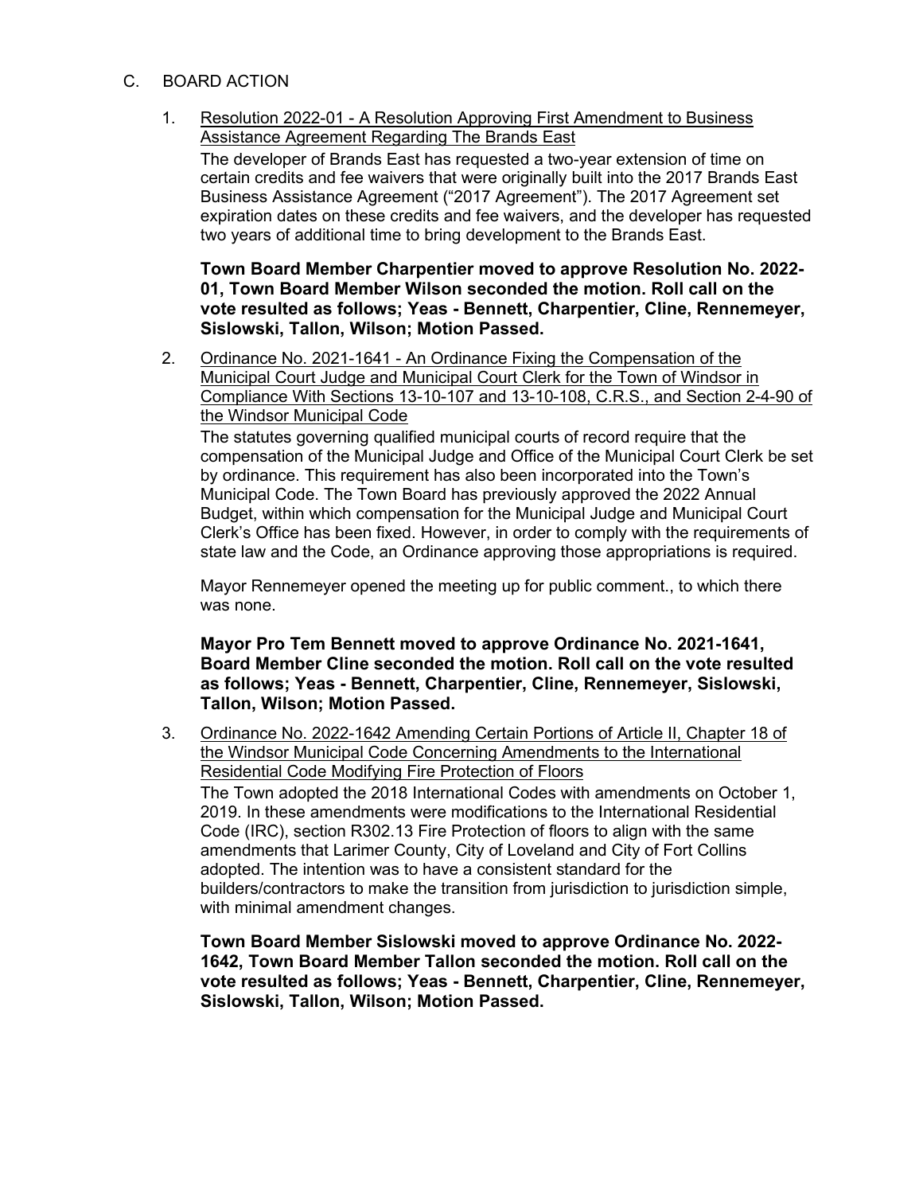## C. BOARD ACTION

1. Resolution 2022-01 - A Resolution Approving First Amendment to Business Assistance Agreement Regarding The Brands East

   The developer of Brands East has requested a two-year extension of time on certain credits and fee waivers that were originally built into the 2017 Brands East Business Assistance Agreement ("2017 Agreement"). The 2017 Agreement set expiration dates on these credits and fee waivers, and the developer has requested two years of additional time to bring development to the Brands East.

   **Town Board Member Charpentier moved to approve Resolution No. 2022-01, Town Board Member Wilson seconded the motion. Roll call on the vote resulted as follows; Yeas - Bennett, Charpentier, Cline, Rennemeyer, Sislowski, Tallon, Wilson; Motion Passed.**

2. Ordinance No. 2021-1641 - An Ordinance Fixing the Compensation of the Municipal Court Judge and Municipal Court Clerk for the Town of Windsor in Compliance With Sections 13-10-107 and 13-10-108, C.R.S., and Section 2-4-90 of the Windsor Municipal Code

   The statutes governing qualified municipal courts of record require that the compensation of the Municipal Judge and Office of the Municipal Court Clerk be set by ordinance. This requirement has also been incorporated into the Town's Municipal Code. The Town Board has previously approved the 2022 Annual Budget, within which compensation for the Municipal Judge and Municipal Court Clerk's Office has been fixed. However, in order to comply with the requirements of state law and the Code, an Ordinance approving those appropriations is required.

   Mayor Rennemeyer opened the meeting up for public comment., to which there was none.

   **Mayor Pro Tem Bennett moved to approve Ordinance No. 2021-1641, Board Member Cline seconded the motion. Roll call on the vote resulted as follows; Yeas - Bennett, Charpentier, Cline, Rennemeyer, Sislowski, Tallon, Wilson; Motion Passed.**

3. Ordinance No. 2022-1642 Amending Certain Portions of Article II, Chapter 18 of the Windsor Municipal Code Concerning Amendments to the International Residential Code Modifying Fire Protection of Floors

   The Town adopted the 2018 International Codes with amendments on October 1, 2019. In these amendments were modifications to the International Residential Code (IRC), section R302.13 Fire Protection of floors to align with the same amendments that Larimer County, City of Loveland and City of Fort Collins adopted. The intention was to have a consistent standard for the builders/contractors to make the transition from jurisdiction to jurisdiction simple, with minimal amendment changes.

   **Town Board Member Sislowski moved to approve Ordinance No. 2022-1642, Town Board Member Tallon seconded the motion. Roll call on the vote resulted as follows; Yeas - Bennett, Charpentier, Cline, Rennemeyer, Sislowski, Tallon, Wilson; Motion Passed.**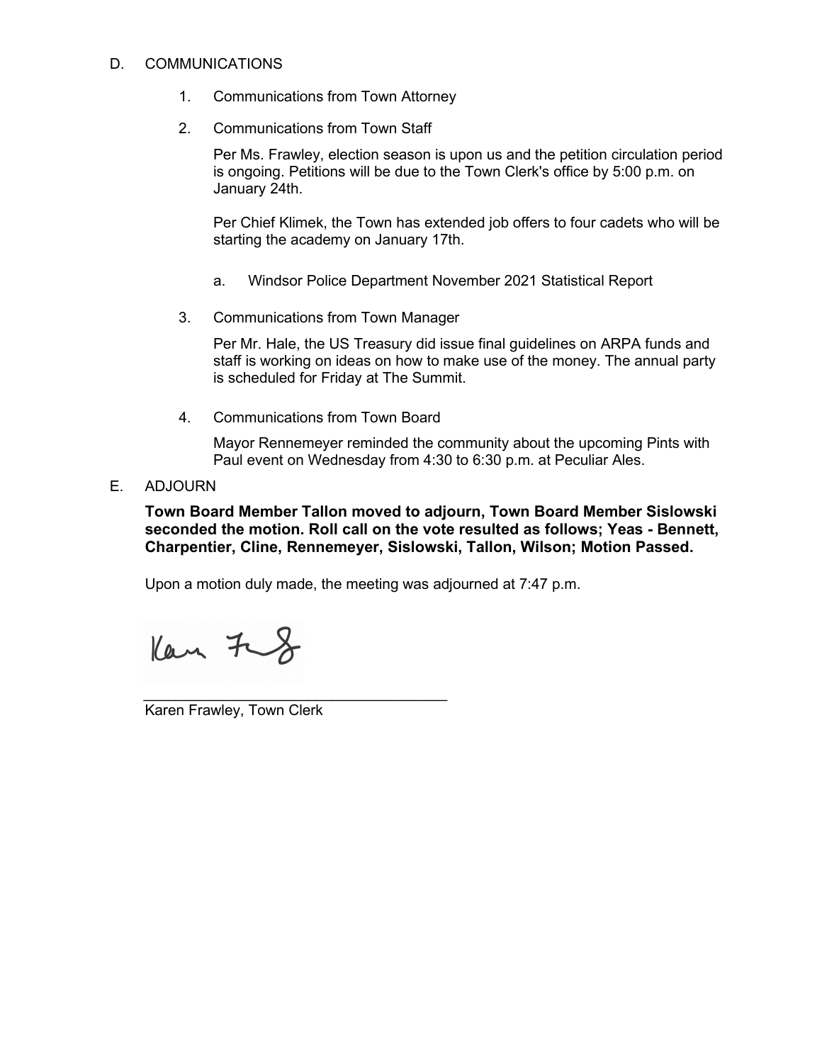D. COMMUNICATIONS

1. Communications from Town Attorney

2. Communications from Town Staff

   Per Ms. Frawley, election season is upon us and the petition circulation period is ongoing. Petitions will be due to the Town Clerk's office by 5:00 p.m. on January 24th.

   Per Chief Klimek, the Town has extended job offers to four cadets who will be starting the academy on January 17th.

   a. Windsor Police Department November 2021 Statistical Report

3. Communications from Town Manager

   Per Mr. Hale, the US Treasury did issue final guidelines on ARPA funds and staff is working on ideas on how to make use of the money. The annual party is scheduled for Friday at The Summit.

4. Communications from Town Board

   Mayor Rennemeyer reminded the community about the upcoming Pints with Paul event on Wednesday from 4:30 to 6:30 p.m. at Peculiar Ales.

E. ADJOURN

**Town Board Member Tallon moved to adjourn, Town Board Member Sislowski seconded the motion. Roll call on the vote resulted as follows; Yeas - Bennett, Charpentier, Cline, Rennemeyer, Sislowski, Tallon, Wilson; Motion Passed.**

Upon a motion duly made, the meeting was adjourned at 7:47 p.m.

_______________________________________

Karen Frawley, Town Clerk